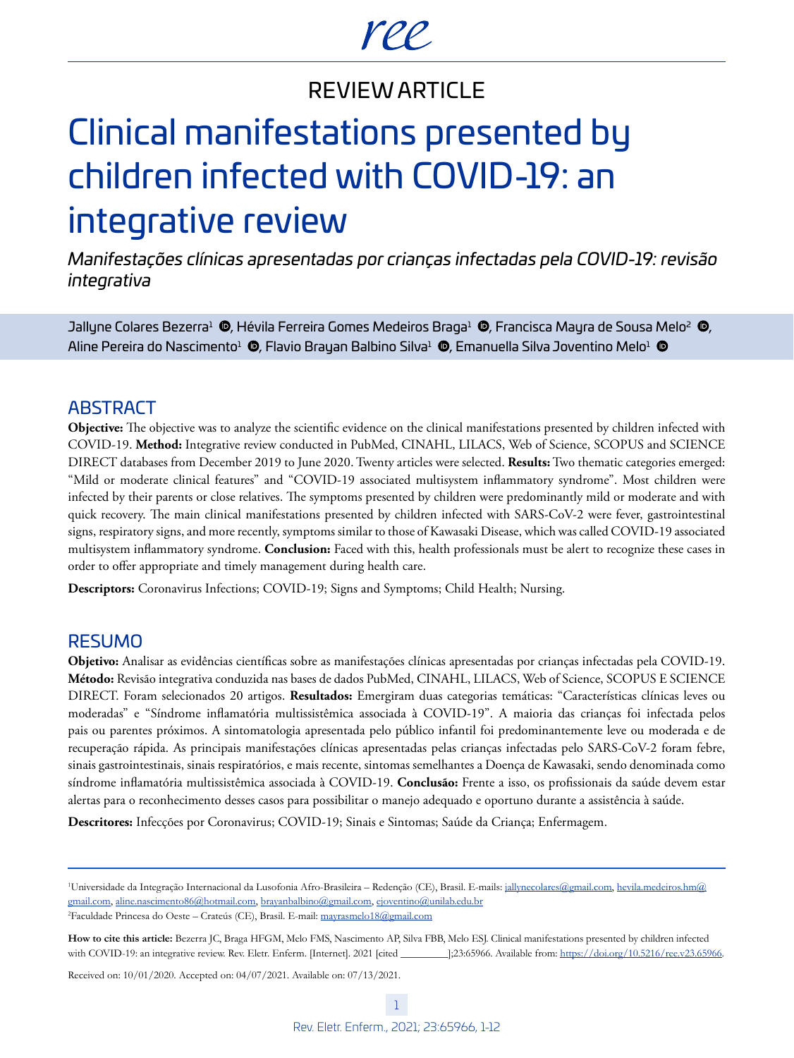REVIEW ARTICLE

# Clinical manifestations presented by children infected with COVID-19: an integrative review

*Manifestações clínicas apresentadas por crianças infectadas pela COVID-19: revisão integrativa*

Jallyne Colares Bezerra[1], Hévila Ferreira Gomes Medeiros Braga[1], Francisca Mayra de Sousa Melo[2], Aline Pereira do Nascimento[1], Flavio Brayan Balbino Silva[1], Emanuella Silva Joventino Melo[1]

## ABSTRACT

**Objective:** The objective was to analyze the scientific evidence on the clinical manifestations presented by children infected with COVID-19. **Method:** Integrative review conducted in PubMed, CINAHL, LILACS, Web of Science, SCOPUS and SCIENCE DIRECT databases from December 2019 to June 2020. Twenty articles were selected. **Results:** Two thematic categories emerged: "Mild or moderate clinical features" and "COVID-19 associated multisystem inflammatory syndrome". Most children were infected by their parents or close relatives. The symptoms presented by children were predominantly mild or moderate and with quick recovery. The main clinical manifestations presented by children infected with SARS-CoV-2 were fever, gastrointestinal signs, respiratory signs, and more recently, symptoms similar to those of Kawasaki Disease, which was called COVID-19 associated multisystem inflammatory syndrome. **Conclusion:** Faced with this, health professionals must be alert to recognize these cases in order to offer appropriate and timely management during health care.

**Descriptors:** Coronavirus Infections; COVID-19; Signs and Symptoms; Child Health; Nursing.

## RESUMO

**Objetivo:** Analisar as evidências científicas sobre as manifestações clínicas apresentadas por crianças infectadas pela COVID-19. **Método:** Revisão integrativa conduzida nas bases de dados PubMed, CINAHL, LILACS, Web of Science, SCOPUS E SCIENCE DIRECT. Foram selecionados 20 artigos. **Resultados:** Emergiram duas categorias temáticas: "Características clínicas leves ou moderadas" e "Síndrome inflamatória multissistêmica associada à COVID-19". A maioria das crianças foi infectada pelos pais ou parentes próximos. A sintomatologia apresentada pelo público infantil foi predominantemente leve ou moderada e de recuperação rápida. As principais manifestações clínicas apresentadas pelas crianças infectadas pelo SARS-CoV-2 foram febre, sinais gastrointestinais, sinais respiratórios, e mais recente, sintomas semelhantes a Doença de Kawasaki, sendo denominada como síndrome inflamatória multissistêmica associada à COVID-19. **Conclusão:** Frente a isso, os profissionais da saúde devem estar alertas para o reconhecimento desses casos para possibilitar o manejo adequado e oportuno durante a assistência à saúde.

**Descritores:** Infecções por Coronavirus; COVID-19; Sinais e Sintomas; Saúde da Criança; Enfermagem.

---

[1]Universidade da Integração Internacional da Lusofonia Afro-Brasileira – Redenção (CE), Brasil. E-mails: jallynecolares@gmail.com, hevila.medeiros.hm@gmail.com, aline.nascimento86@hotmail.com, brayanbalbino@gmail.com, ejoventino@unilab.edu.br

[2]Faculdade Princesa do Oeste – Crateús (CE), Brasil. E-mail: mayrasmelo18@gmail.com

**How to cite this article:** Bezerra JC, Braga HFGM, Melo FMS, Nascimento AP, Silva FBB, Melo ESJ. Clinical manifestations presented by children infected with COVID-19: an integrative review. Rev. Eletr. Enferm. [Internet]. 2021 [cited ________];23:65966. Available from: https://doi.org/10.5216/ree.v23.65966.

Received on: 10/01/2020. Accepted on: 04/07/2021. Available on: 07/13/2021.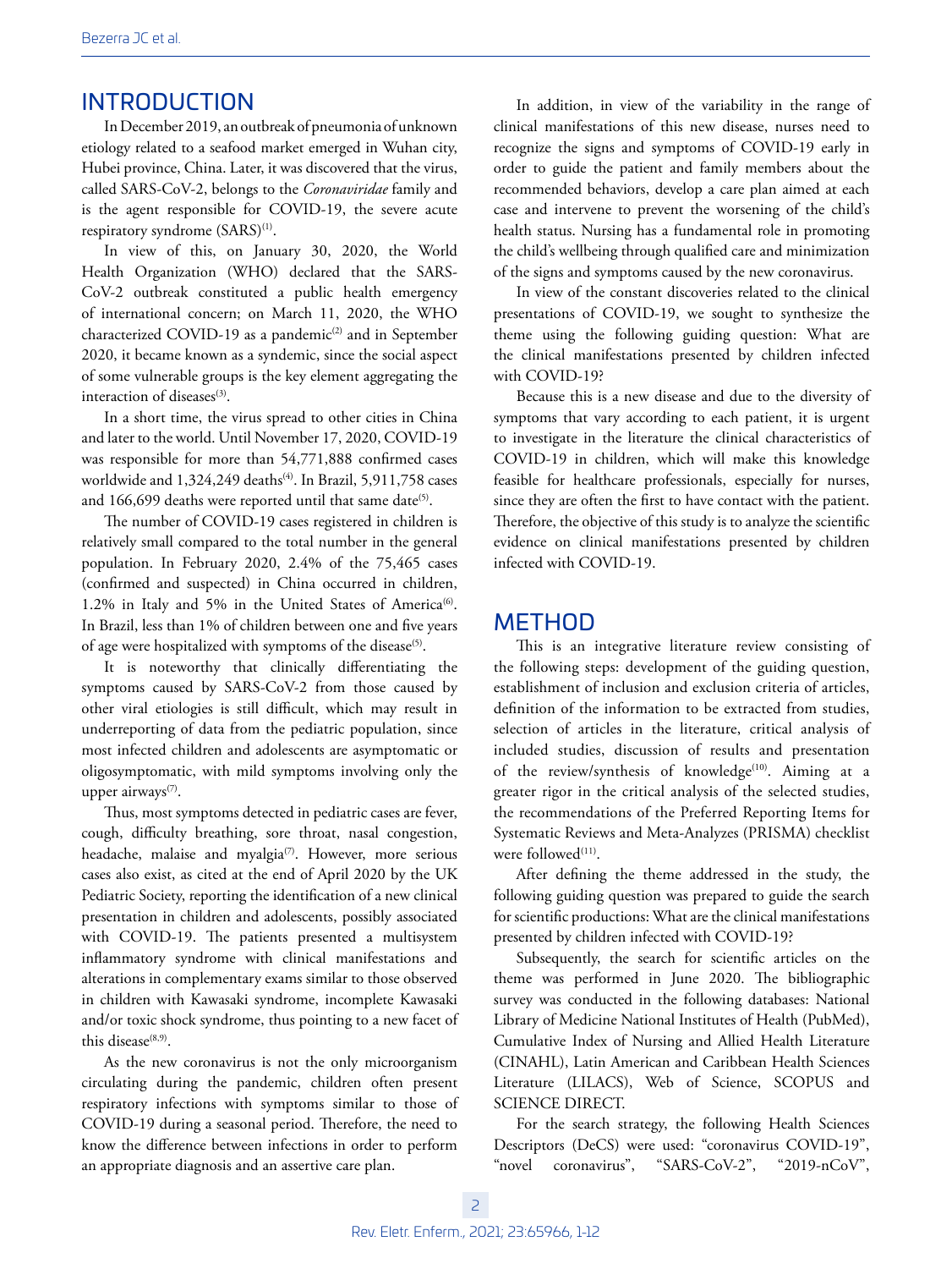## INTRODUCTION

In December 2019, an outbreak of pneumonia of unknown etiology related to a seafood market emerged in Wuhan city, Hubei province, China. Later, it was discovered that the virus, called SARS-CoV-2, belongs to the *Coronaviridae* family and is the agent responsible for COVID-19, the severe acute respiratory syndrome (SARS)[1].

In view of this, on January 30, 2020, the World Health Organization (WHO) declared that the SARS-CoV-2 outbreak constituted a public health emergency of international concern; on March 11, 2020, the WHO characterized COVID-19 as a pandemic[2] and in September 2020, it became known as a syndemic, since the social aspect of some vulnerable groups is the key element aggregating the interaction of diseases[3].

In a short time, the virus spread to other cities in China and later to the world. Until November 17, 2020, COVID-19 was responsible for more than 54,771,888 confirmed cases worldwide and 1,324,249 deaths[4]. In Brazil, 5,911,758 cases and 166,699 deaths were reported until that same date[5].

The number of COVID-19 cases registered in children is relatively small compared to the total number in the general population. In February 2020, 2.4% of the 75,465 cases (confirmed and suspected) in China occurred in children, 1.2% in Italy and 5% in the United States of America[6]. In Brazil, less than 1% of children between one and five years of age were hospitalized with symptoms of the disease[5].

It is noteworthy that clinically differentiating the symptoms caused by SARS-CoV-2 from those caused by other viral etiologies is still difficult, which may result in underreporting of data from the pediatric population, since most infected children and adolescents are asymptomatic or oligosymptomatic, with mild symptoms involving only the upper airways[7].

Thus, most symptoms detected in pediatric cases are fever, cough, difficulty breathing, sore throat, nasal congestion, headache, malaise and myalgia[7]. However, more serious cases also exist, as cited at the end of April 2020 by the UK Pediatric Society, reporting the identification of a new clinical presentation in children and adolescents, possibly associated with COVID-19. The patients presented a multisystem inflammatory syndrome with clinical manifestations and alterations in complementary exams similar to those observed in children with Kawasaki syndrome, incomplete Kawasaki and/or toxic shock syndrome, thus pointing to a new facet of this disease[8,9].

As the new coronavirus is not the only microorganism circulating during the pandemic, children often present respiratory infections with symptoms similar to those of COVID-19 during a seasonal period. Therefore, the need to know the difference between infections in order to perform an appropriate diagnosis and an assertive care plan.

In addition, in view of the variability in the range of clinical manifestations of this new disease, nurses need to recognize the signs and symptoms of COVID-19 early in order to guide the patient and family members about the recommended behaviors, develop a care plan aimed at each case and intervene to prevent the worsening of the child's health status. Nursing has a fundamental role in promoting the child's wellbeing through qualified care and minimization of the signs and symptoms caused by the new coronavirus.

In view of the constant discoveries related to the clinical presentations of COVID-19, we sought to synthesize the theme using the following guiding question: What are the clinical manifestations presented by children infected with COVID-19?

Because this is a new disease and due to the diversity of symptoms that vary according to each patient, it is urgent to investigate in the literature the clinical characteristics of COVID-19 in children, which will make this knowledge feasible for healthcare professionals, especially for nurses, since they are often the first to have contact with the patient. Therefore, the objective of this study is to analyze the scientific evidence on clinical manifestations presented by children infected with COVID-19.

## METHOD

This is an integrative literature review consisting of the following steps: development of the guiding question, establishment of inclusion and exclusion criteria of articles, definition of the information to be extracted from studies, selection of articles in the literature, critical analysis of included studies, discussion of results and presentation of the review/synthesis of knowledge[10]. Aiming at a greater rigor in the critical analysis of the selected studies, the recommendations of the Preferred Reporting Items for Systematic Reviews and Meta-Analyzes (PRISMA) checklist were followed[11].

After defining the theme addressed in the study, the following guiding question was prepared to guide the search for scientific productions: What are the clinical manifestations presented by children infected with COVID-19?

Subsequently, the search for scientific articles on the theme was performed in June 2020. The bibliographic survey was conducted in the following databases: National Library of Medicine National Institutes of Health (PubMed), Cumulative Index of Nursing and Allied Health Literature (CINAHL), Latin American and Caribbean Health Sciences Literature (LILACS), Web of Science, SCOPUS and SCIENCE DIRECT.

For the search strategy, the following Health Sciences Descriptors (DeCS) were used: "coronavirus COVID-19", "novel coronavirus", "SARS-CoV-2", "2019-nCoV",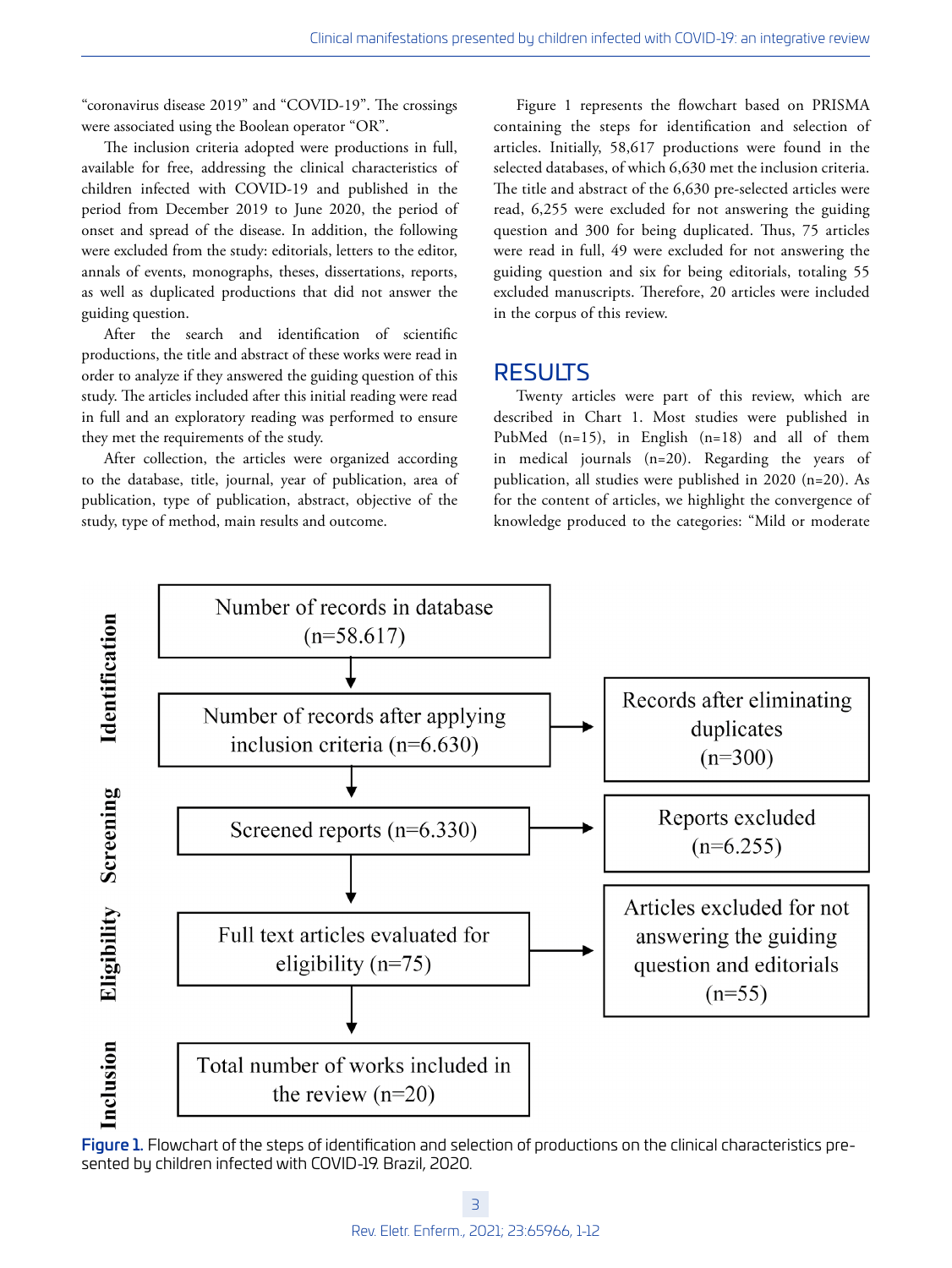"coronavirus disease 2019" and "COVID-19". The crossings were associated using the Boolean operator "OR".

The inclusion criteria adopted were productions in full, available for free, addressing the clinical characteristics of children infected with COVID-19 and published in the period from December 2019 to June 2020, the period of onset and spread of the disease. In addition, the following were excluded from the study: editorials, letters to the editor, annals of events, monographs, theses, dissertations, reports, as well as duplicated productions that did not answer the guiding question.

After the search and identification of scientific productions, the title and abstract of these works were read in order to analyze if they answered the guiding question of this study. The articles included after this initial reading were read in full and an exploratory reading was performed to ensure they met the requirements of the study.

After collection, the articles were organized according to the database, title, journal, year of publication, area of publication, type of publication, abstract, objective of the study, type of method, main results and outcome.

Figure 1 represents the flowchart based on PRISMA containing the steps for identification and selection of articles. Initially, 58,617 productions were found in the selected databases, of which 6,630 met the inclusion criteria. The title and abstract of the 6,630 pre-selected articles were read, 6,255 were excluded for not answering the guiding question and 300 for being duplicated. Thus, 75 articles were read in full, 49 were excluded for not answering the guiding question and six for being editorials, totaling 55 excluded manuscripts. Therefore, 20 articles were included in the corpus of this review.

# RESULTS

Twenty articles were part of this review, which are described in Chart 1. Most studies were published in PubMed (n=15), in English (n=18) and all of them in medical journals (n=20). Regarding the years of publication, all studies were published in 2020 (n=20). As for the content of articles, we highlight the convergence of knowledge produced to the categories: "Mild or moderate

| Stage | Step | Excluded |
|---|---|---|
| Identification | Number of records in database (n=58.617) | |
| Identification | Number of records after applying inclusion criteria (n=6.630) | Records after eliminating duplicates (n=300) |
| Screening | Screened reports (n=6.330) | Reports excluded (n=6.255) |
| Eligibility | Full text articles evaluated for eligibility (n=75) | Articles excluded for not answering the guiding question and editorials (n=55) |
| Inclusion | Total number of works included in the review (n=20) | |

**Figure 1.** Flowchart of the steps of identification and selection of productions on the clinical characteristics presented by children infected with COVID-19. Brazil, 2020.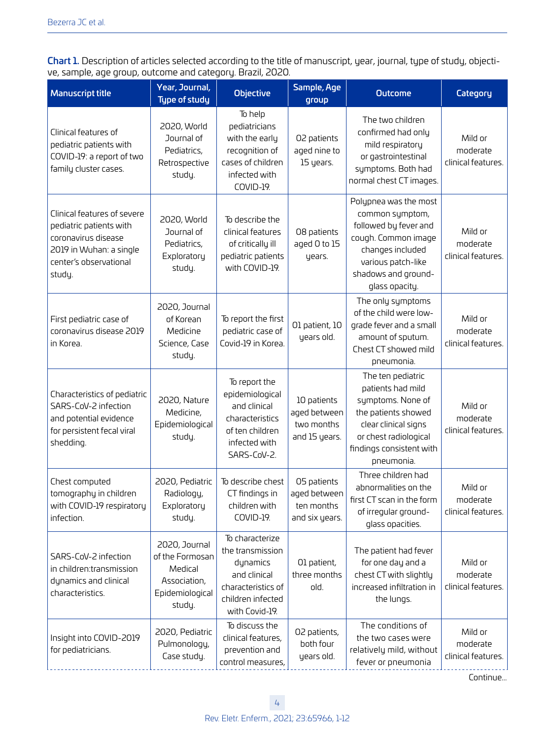**Chart 1.** Description of articles selected according to the title of manuscript, year, journal, type of study, objective, sample, age group, outcome and category. Brazil, 2020.

| Manuscript title | Year, Journal, Type of study | Objective | Sample, Age group | Outcome | Category |
|---|---|---|---|---|---|
| Clinical features of pediatric patients with COVID-19: a report of two family cluster cases. | 2020, World Journal of Pediatrics, Retrospective study. | To help pediatricians with the early recognition of cases of children infected with COVID-19. | 02 patients aged nine to 15 years. | The two children confirmed had only mild respiratory or gastrointestinal symptoms. Both had normal chest CT images. | Mild or moderate clinical features. |
| Clinical features of severe pediatric patients with coronavirus disease 2019 in Wuhan: a single center's observational study. | 2020, World Journal of Pediatrics, Exploratory study. | To describe the clinical features of critically ill pediatric patients with COVID-19. | 08 patients aged 0 to 15 years. | Polypnea was the most common symptom, followed by fever and cough. Common image changes included various patch-like shadows and ground-glass opacity. | Mild or moderate clinical features. |
| First pediatric case of coronavirus disease 2019 in Korea. | 2020, Journal of Korean Medicine Science, Case study. | To report the first pediatric case of Covid-19 in Korea. | 01 patient, 10 years old. | The only symptoms of the child were low-grade fever and a small amount of sputum. Chest CT showed mild pneumonia. | Mild or moderate clinical features. |
| Characteristics of pediatric SARS-CoV-2 infection and potential evidence for persistent fecal viral shedding. | 2020, Nature Medicine, Epidemiological study. | To report the epidemiological and clinical characteristics of ten children infected with SARS-CoV-2. | 10 patients aged between two months and 15 years. | The ten pediatric patients had mild symptoms. None of the patients showed clear clinical signs or chest radiological findings consistent with pneumonia. | Mild or moderate clinical features. |
| Chest computed tomography in children with COVID-19 respiratory infection. | 2020, Pediatric Radiology, Exploratory study. | To describe chest CT findings in children with COVID-19. | 05 patients aged between ten months and six years. | Three children had abnormalities on the first CT scan in the form of irregular ground-glass opacities. | Mild or moderate clinical features. |
| SARS-CoV-2 infection in children:transmission dynamics and clinical characteristics. | 2020, Journal of the Formosan Medical Association, Epidemiological study. | To characterize the transmission dynamics and clinical characteristics of children infected with Covid-19. | 01 patient, three months old. | The patient had fever for one day and a chest CT with slightly increased infiltration in the lungs. | Mild or moderate clinical features. |
| Insight into COVID-2019 for pediatricians. | 2020, Pediatric Pulmonology, Case study. | To discuss the clinical features, prevention and control measures, | 02 patients, both four years old. | The conditions of the two cases were relatively mild, without fever or pneumonia | Mild or moderate clinical features. |

Continue...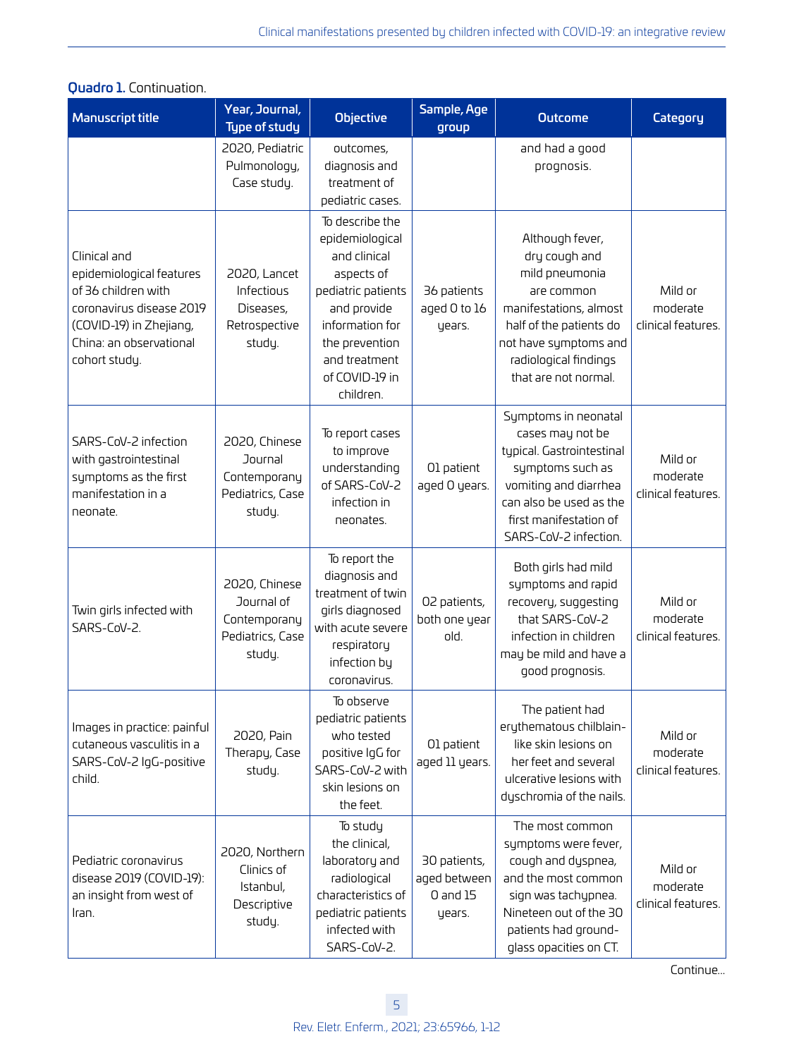**Quadro 1.** Continuation.

| Manuscript title | Year, Journal, Type of study | Objective | Sample, Age group | Outcome | Category |
|---|---|---|---|---|---|
| | 2020, Pediatric Pulmonology, Case study. | outcomes, diagnosis and treatment of pediatric cases. | | and had a good prognosis. | |
| Clinical and epidemiological features of 36 children with coronavirus disease 2019 (COVID-19) in Zhejiang, China: an observational cohort study. | 2020, Lancet Infectious Diseases, Retrospective study. | To describe the epidemiological and clinical aspects of pediatric patients and provide information for the prevention and treatment of COVID-19 in children. | 36 patients aged 0 to 16 years. | Although fever, dry cough and mild pneumonia are common manifestations, almost half of the patients do not have symptoms and radiological findings that are not normal. | Mild or moderate clinical features. |
| SARS-CoV-2 infection with gastrointestinal symptoms as the first manifestation in a neonate. | 2020, Chinese Journal Contemporany Pediatrics, Case study. | To report cases to improve understanding of SARS-CoV-2 infection in neonates. | 01 patient aged 0 years. | Symptoms in neonatal cases may not be typical. Gastrointestinal symptoms such as vomiting and diarrhea can also be used as the first manifestation of SARS-CoV-2 infection. | Mild or moderate clinical features. |
| Twin girls infected with SARS-CoV-2. | 2020, Chinese Journal of Contemporany Pediatrics, Case study. | To report the diagnosis and treatment of twin girls diagnosed with acute severe respiratory infection by coronavirus. | 02 patients, both one year old. | Both girls had mild symptoms and rapid recovery, suggesting that SARS-CoV-2 infection in children may be mild and have a good prognosis. | Mild or moderate clinical features. |
| Images in practice: painful cutaneous vasculitis in a SARS-CoV-2 IgG-positive child. | 2020, Pain Therapy, Case study. | To observe pediatric patients who tested positive IgG for SARS-CoV-2 with skin lesions on the feet. | 01 patient aged 11 years. | The patient had erythematous chilblain-like skin lesions on her feet and several ulcerative lesions with dyschromia of the nails. | Mild or moderate clinical features. |
| Pediatric coronavirus disease 2019 (COVID-19): an insight from west of Iran. | 2020, Northern Clinics of Istanbul, Descriptive study. | To study the clinical, laboratory and radiological characteristics of pediatric patients infected with SARS-CoV-2. | 30 patients, aged between 0 and 15 years. | The most common symptoms were fever, cough and dyspnea, and the most common sign was tachypnea. Nineteen out of the 30 patients had ground-glass opacities on CT. | Mild or moderate clinical features. |

Continue...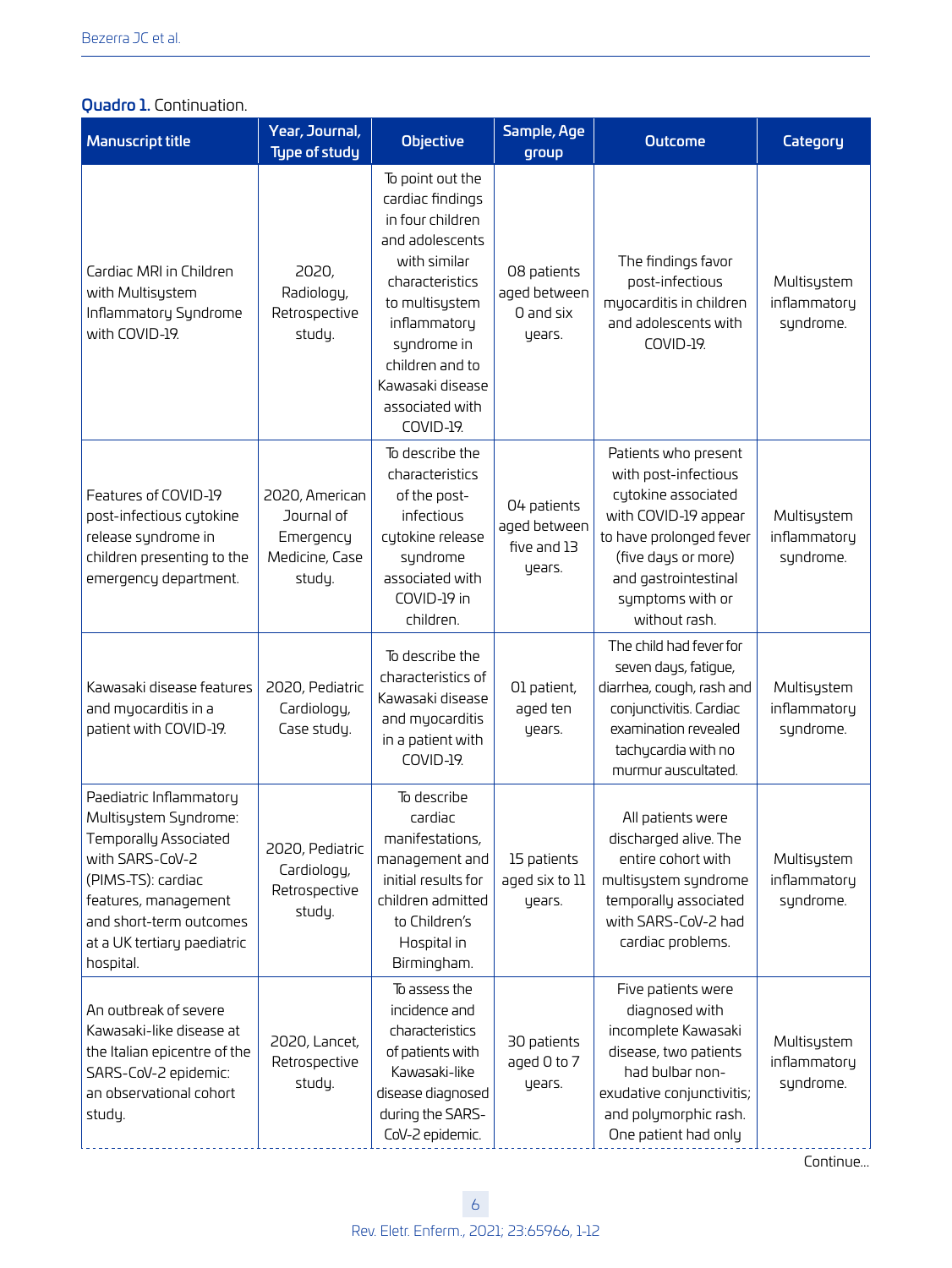**Quadro 1.** Continuation.

| Manuscript title | Year, Journal, Type of study | Objective | Sample, Age group | Outcome | Category |
|---|---|---|---|---|---|
| Cardiac MRI in Children with Multisystem Inflammatory Syndrome with COVID-19. | 2020, Radiology, Retrospective study. | To point out the cardiac findings in four children and adolescents with similar characteristics to multisystem inflammatory syndrome in children and to Kawasaki disease associated with COVID-19. | 08 patients aged between 0 and six years. | The findings favor post-infectious myocarditis in children and adolescents with COVID-19. | Multisystem inflammatory syndrome. |
| Features of COVID-19 post-infectious cytokine release syndrome in children presenting to the emergency department. | 2020, American Journal of Emergency Medicine, Case study. | To describe the characteristics of the post-infectious cytokine release syndrome associated with COVID-19 in children. | 04 patients aged between five and 13 years. | Patients who present with post-infectious cytokine associated with COVID-19 appear to have prolonged fever (five days or more) and gastrointestinal symptoms with or without rash. | Multisystem inflammatory syndrome. |
| Kawasaki disease features and myocarditis in a patient with COVID-19. | 2020, Pediatric Cardiology, Case study. | To describe the characteristics of Kawasaki disease and myocarditis in a patient with COVID-19. | 01 patient, aged ten years. | The child had fever for seven days, fatigue, diarrhea, cough, rash and conjunctivitis. Cardiac examination revealed tachycardia with no murmur auscultated. | Multisystem inflammatory syndrome. |
| Paediatric Inflammatory Multisystem Syndrome: Temporally Associated with SARS-CoV-2 (PIMS-TS): cardiac features, management and short-term outcomes at a UK tertiary paediatric hospital. | 2020, Pediatric Cardiology, Retrospective study. | To describe cardiac manifestations, management and initial results for children admitted to Children's Hospital in Birmingham. | 15 patients aged six to 11 years. | All patients were discharged alive. The entire cohort with multisystem syndrome temporally associated with SARS-CoV-2 had cardiac problems. | Multisystem inflammatory syndrome. |
| An outbreak of severe Kawasaki-like disease at the Italian epicentre of the SARS-CoV-2 epidemic: an observational cohort study. | 2020, Lancet, Retrospective study. | To assess the incidence and characteristics of patients with Kawasaki-like disease diagnosed during the SARS-CoV-2 epidemic. | 30 patients aged 0 to 7 years. | Five patients were diagnosed with incomplete Kawasaki disease, two patients had bulbar non-exudative conjunctivitis; and polymorphic rash. One patient had only | Multisystem inflammatory syndrome. |

Continue...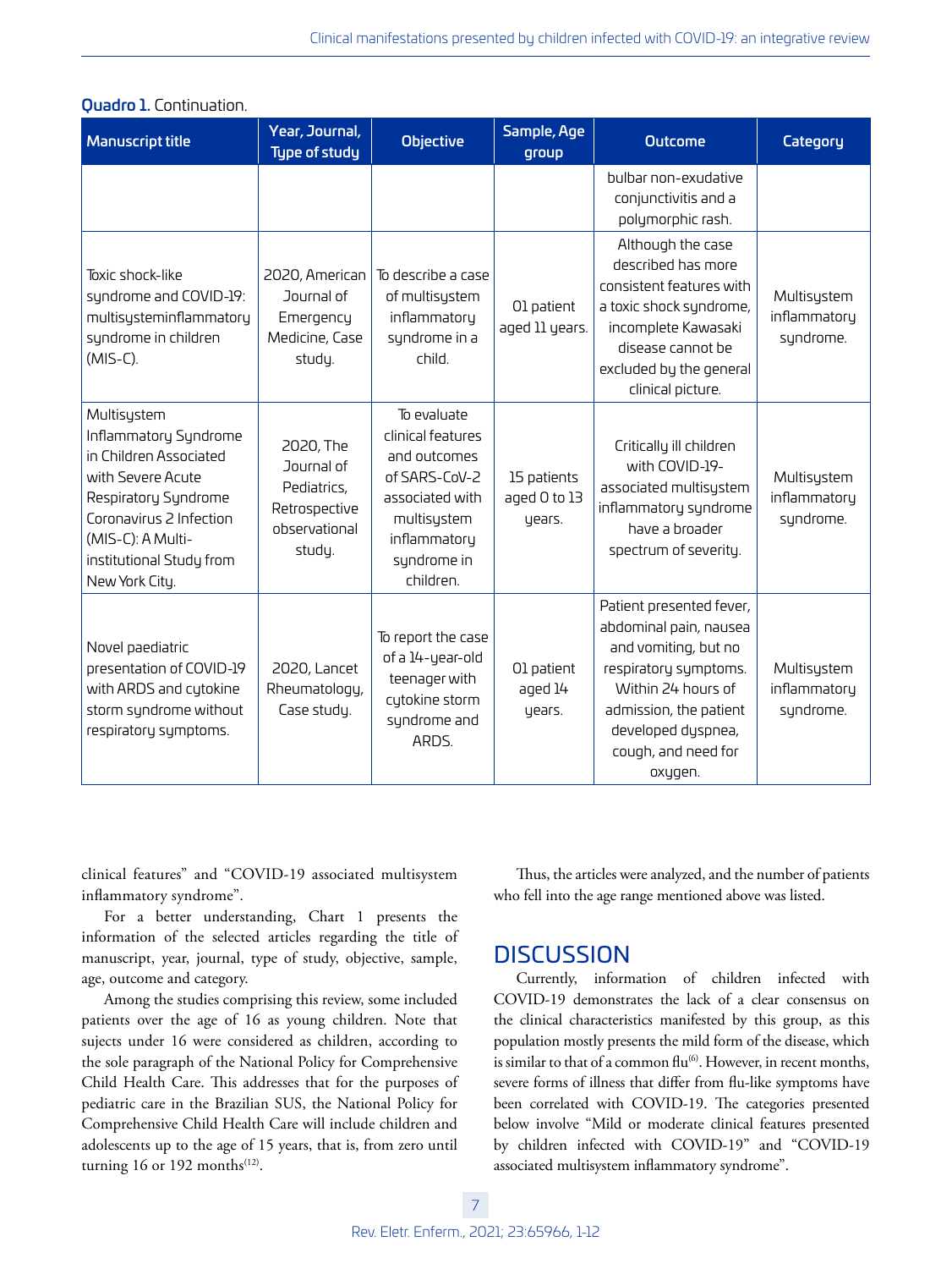**Quadro 1.** Continuation.

| Manuscript title | Year, Journal, Type of study | Objective | Sample, Age group | Outcome | Category |
|---|---|---|---|---|---|
| | | | | bulbar non-exudative conjunctivitis and a polymorphic rash. | |
| Toxic shock-like syndrome and COVID-19: multisysteminflammatory syndrome in children (MIS-C). | 2020, American Journal of Emergency Medicine, Case study. | To describe a case of multisystem inflammatory syndrome in a child. | 01 patient aged 11 years. | Although the case described has more consistent features with a toxic shock syndrome, incomplete Kawasaki disease cannot be excluded by the general clinical picture. | Multisystem inflammatory syndrome. |
| Multisystem Inflammatory Syndrome in Children Associated with Severe Acute Respiratory Syndrome Coronavirus 2 Infection (MIS-C): A Multi-institutional Study from New York City. | 2020, The Journal of Pediatrics, Retrospective observational study. | To evaluate clinical features and outcomes of SARS-CoV-2 associated with multisystem inflammatory syndrome in children. | 15 patients aged 0 to 13 years. | Critically ill children with COVID-19-associated multisystem inflammatory syndrome have a broader spectrum of severity. | Multisystem inflammatory syndrome. |
| Novel paediatric presentation of COVID-19 with ARDS and cytokine storm syndrome without respiratory symptoms. | 2020, Lancet Rheumatology, Case study. | To report the case of a 14-year-old teenager with cytokine storm syndrome and ARDS. | 01 patient aged 14 years. | Patient presented fever, abdominal pain, nausea and vomiting, but no respiratory symptoms. Within 24 hours of admission, the patient developed dyspnea, cough, and need for oxygen. | Multisystem inflammatory syndrome. |

clinical features" and "COVID-19 associated multisystem inflammatory syndrome".

For a better understanding, Chart 1 presents the information of the selected articles regarding the title of manuscript, year, journal, type of study, objective, sample, age, outcome and category.

Among the studies comprising this review, some included patients over the age of 16 as young children. Note that sujects under 16 were considered as children, according to the sole paragraph of the National Policy for Comprehensive Child Health Care. This addresses that for the purposes of pediatric care in the Brazilian SUS, the National Policy for Comprehensive Child Health Care will include children and adolescents up to the age of 15 years, that is, from zero until turning 16 or 192 months[12].

Thus, the articles were analyzed, and the number of patients who fell into the age range mentioned above was listed.

## DISCUSSION

Currently, information of children infected with COVID-19 demonstrates the lack of a clear consensus on the clinical characteristics manifested by this group, as this population mostly presents the mild form of the disease, which is similar to that of a common flu[6]. However, in recent months, severe forms of illness that differ from flu-like symptoms have been correlated with COVID-19. The categories presented below involve "Mild or moderate clinical features presented by children infected with COVID-19" and "COVID-19 associated multisystem inflammatory syndrome".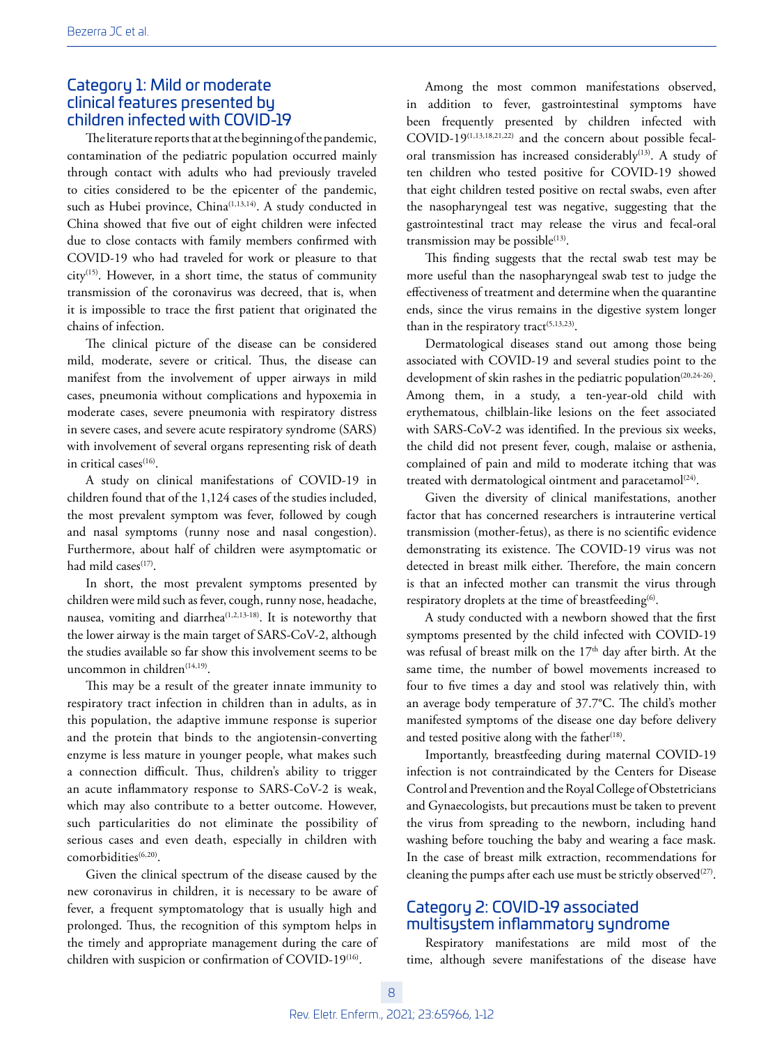## Category 1: Mild or moderate clinical features presented by children infected with COVID-19

The literature reports that at the beginning of the pandemic, contamination of the pediatric population occurred mainly through contact with adults who had previously traveled to cities considered to be the epicenter of the pandemic, such as Hubei province, China[1,13,14]. A study conducted in China showed that five out of eight children were infected due to close contacts with family members confirmed with COVID-19 who had traveled for work or pleasure to that city[15]. However, in a short time, the status of community transmission of the coronavirus was decreed, that is, when it is impossible to trace the first patient that originated the chains of infection.

The clinical picture of the disease can be considered mild, moderate, severe or critical. Thus, the disease can manifest from the involvement of upper airways in mild cases, pneumonia without complications and hypoxemia in moderate cases, severe pneumonia with respiratory distress in severe cases, and severe acute respiratory syndrome (SARS) with involvement of several organs representing risk of death in critical cases[16].

A study on clinical manifestations of COVID-19 in children found that of the 1,124 cases of the studies included, the most prevalent symptom was fever, followed by cough and nasal symptoms (runny nose and nasal congestion). Furthermore, about half of children were asymptomatic or had mild cases[17].

In short, the most prevalent symptoms presented by children were mild such as fever, cough, runny nose, headache, nausea, vomiting and diarrhea[1,2,13-18]. It is noteworthy that the lower airway is the main target of SARS-CoV-2, although the studies available so far show this involvement seems to be uncommon in children[14,19].

This may be a result of the greater innate immunity to respiratory tract infection in children than in adults, as in this population, the adaptive immune response is superior and the protein that binds to the angiotensin-converting enzyme is less mature in younger people, what makes such a connection difficult. Thus, children's ability to trigger an acute inflammatory response to SARS-CoV-2 is weak, which may also contribute to a better outcome. However, such particularities do not eliminate the possibility of serious cases and even death, especially in children with comorbidities[6,20].

Given the clinical spectrum of the disease caused by the new coronavirus in children, it is necessary to be aware of fever, a frequent symptomatology that is usually high and prolonged. Thus, the recognition of this symptom helps in the timely and appropriate management during the care of children with suspicion or confirmation of COVID-19[16].

Among the most common manifestations observed, in addition to fever, gastrointestinal symptoms have been frequently presented by children infected with COVID-19[1,13,18,21,22] and the concern about possible fecal-oral transmission has increased considerably[13]. A study of ten children who tested positive for COVID-19 showed that eight children tested positive on rectal swabs, even after the nasopharyngeal test was negative, suggesting that the gastrointestinal tract may release the virus and fecal-oral transmission may be possible[13].

This finding suggests that the rectal swab test may be more useful than the nasopharyngeal swab test to judge the effectiveness of treatment and determine when the quarantine ends, since the virus remains in the digestive system longer than in the respiratory tract[5,13,23].

Dermatological diseases stand out among those being associated with COVID-19 and several studies point to the development of skin rashes in the pediatric population[20,24-26]. Among them, in a study, a ten-year-old child with erythematous, chilblain-like lesions on the feet associated with SARS-CoV-2 was identified. In the previous six weeks, the child did not present fever, cough, malaise or asthenia, complained of pain and mild to moderate itching that was treated with dermatological ointment and paracetamol[24].

Given the diversity of clinical manifestations, another factor that has concerned researchers is intrauterine vertical transmission (mother-fetus), as there is no scientific evidence demonstrating its existence. The COVID-19 virus was not detected in breast milk either. Therefore, the main concern is that an infected mother can transmit the virus through respiratory droplets at the time of breastfeeding[6].

A study conducted with a newborn showed that the first symptoms presented by the child infected with COVID-19 was refusal of breast milk on the 17th day after birth. At the same time, the number of bowel movements increased to four to five times a day and stool was relatively thin, with an average body temperature of 37.7°C. The child's mother manifested symptoms of the disease one day before delivery and tested positive along with the father[18].

Importantly, breastfeeding during maternal COVID-19 infection is not contraindicated by the Centers for Disease Control and Prevention and the Royal College of Obstetricians and Gynaecologists, but precautions must be taken to prevent the virus from spreading to the newborn, including hand washing before touching the baby and wearing a face mask. In the case of breast milk extraction, recommendations for cleaning the pumps after each use must be strictly observed[27].

## Category 2: COVID-19 associated multisystem inflammatory syndrome

Respiratory manifestations are mild most of the time, although severe manifestations of the disease have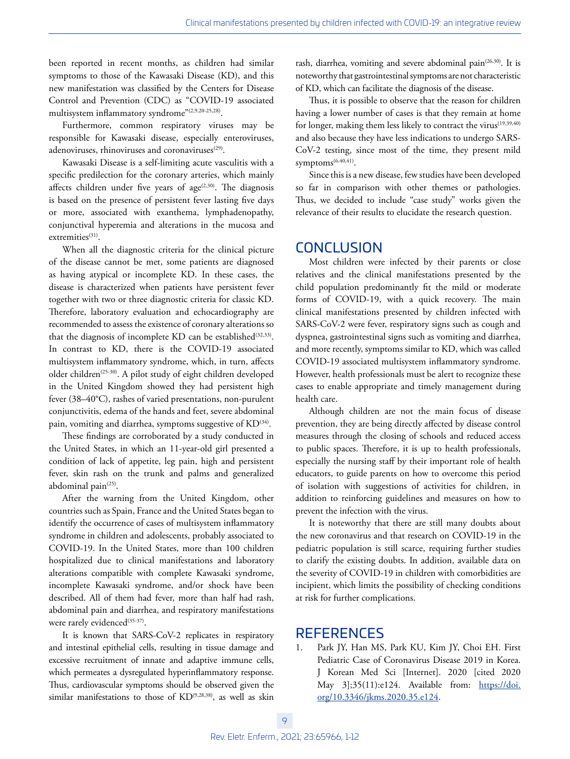been reported in recent months, as children had similar symptoms to those of the Kawasaki Disease (KD), and this new manifestation was classified by the Centers for Disease Control and Prevention (CDC) as "COVID-19 associated multisystem inflammatory syndrome"[2,9,20-25,28].

Furthermore, common respiratory viruses may be responsible for Kawasaki disease, especially enteroviruses, adenoviruses, rhinoviruses and coronaviruses[29].

Kawasaki Disease is a self-limiting acute vasculitis with a specific predilection for the coronary arteries, which mainly affects children under five years of age[2,30]. The diagnosis is based on the presence of persistent fever lasting five days or more, associated with exanthema, lymphadenopathy, conjunctival hyperemia and alterations in the mucosa and extremities[31].

When all the diagnostic criteria for the clinical picture of the disease cannot be met, some patients are diagnosed as having atypical or incomplete KD. In these cases, the disease is characterized when patients have persistent fever together with two or three diagnostic criteria for classic KD. Therefore, laboratory evaluation and echocardiography are recommended to assess the existence of coronary alterations so that the diagnosis of incomplete KD can be established[32,33]. In contrast to KD, there is the COVID-19 associated multisystem inflammatory syndrome, which, in turn, affects older children[25-30]. A pilot study of eight children developed in the United Kingdom showed they had persistent high fever (38–40°C), rashes of varied presentations, non-purulent conjunctivitis, edema of the hands and feet, severe abdominal pain, vomiting and diarrhea, symptoms suggestive of KD[34].

These findings are corroborated by a study conducted in the United States, in which an 11-year-old girl presented a condition of lack of appetite, leg pain, high and persistent fever, skin rash on the trunk and palms and generalized abdominal pain[25].

After the warning from the United Kingdom, other countries such as Spain, France and the United States began to identify the occurrence of cases of multisystem inflammatory syndrome in children and adolescents, probably associated to COVID-19. In the United States, more than 100 children hospitalized due to clinical manifestations and laboratory alterations compatible with complete Kawasaki syndrome, incomplete Kawasaki syndrome, and/or shock have been described. All of them had fever, more than half had rash, abdominal pain and diarrhea, and respiratory manifestations were rarely evidenced[35-37].

It is known that SARS-CoV-2 replicates in respiratory and intestinal epithelial cells, resulting in tissue damage and excessive recruitment of innate and adaptive immune cells, which permeates a dysregulated hyperinflammatory response. Thus, cardiovascular symptoms should be observed given the similar manifestations to those of KD[9,28,38], as well as skin rash, diarrhea, vomiting and severe abdominal pain[26,30]. It is noteworthy that gastrointestinal symptoms are not characteristic of KD, which can facilitate the diagnosis of the disease.

Thus, it is possible to observe that the reason for children having a lower number of cases is that they remain at home for longer, making them less likely to contract the virus[19,39,40] and also because they have less indications to undergo SARS-CoV-2 testing, since most of the time, they present mild symptoms[6,40,41].

Since this is a new disease, few studies have been developed so far in comparison with other themes or pathologies. Thus, we decided to include "case study" works given the relevance of their results to elucidate the research question.

## CONCLUSION

Most children were infected by their parents or close relatives and the clinical manifestations presented by the child population predominantly fit the mild or moderate forms of COVID-19, with a quick recovery. The main clinical manifestations presented by children infected with SARS-CoV-2 were fever, respiratory signs such as cough and dyspnea, gastrointestinal signs such as vomiting and diarrhea, and more recently, symptoms similar to KD, which was called COVID-19 associated multisystem inflammatory syndrome. However, health professionals must be alert to recognize these cases to enable appropriate and timely management during health care.

Although children are not the main focus of disease prevention, they are being directly affected by disease control measures through the closing of schools and reduced access to public spaces. Therefore, it is up to health professionals, especially the nursing staff by their important role of health educators, to guide parents on how to overcome this period of isolation with suggestions of activities for children, in addition to reinforcing guidelines and measures on how to prevent the infection with the virus.

It is noteworthy that there are still many doubts about the new coronavirus and that research on COVID-19 in the pediatric population is still scarce, requiring further studies to clarify the existing doubts. In addition, available data on the severity of COVID-19 in children with comorbidities are incipient, which limits the possibility of checking conditions at risk for further complications.

## REFERENCES

1. Park JY, Han MS, Park KU, Kim JY, Choi EH. First Pediatric Case of Coronavirus Disease 2019 in Korea. J Korean Med Sci [Internet]. 2020 [cited 2020 May 3];35(11):e124. Available from: https://doi.org/10.3346/jkms.2020.35.e124.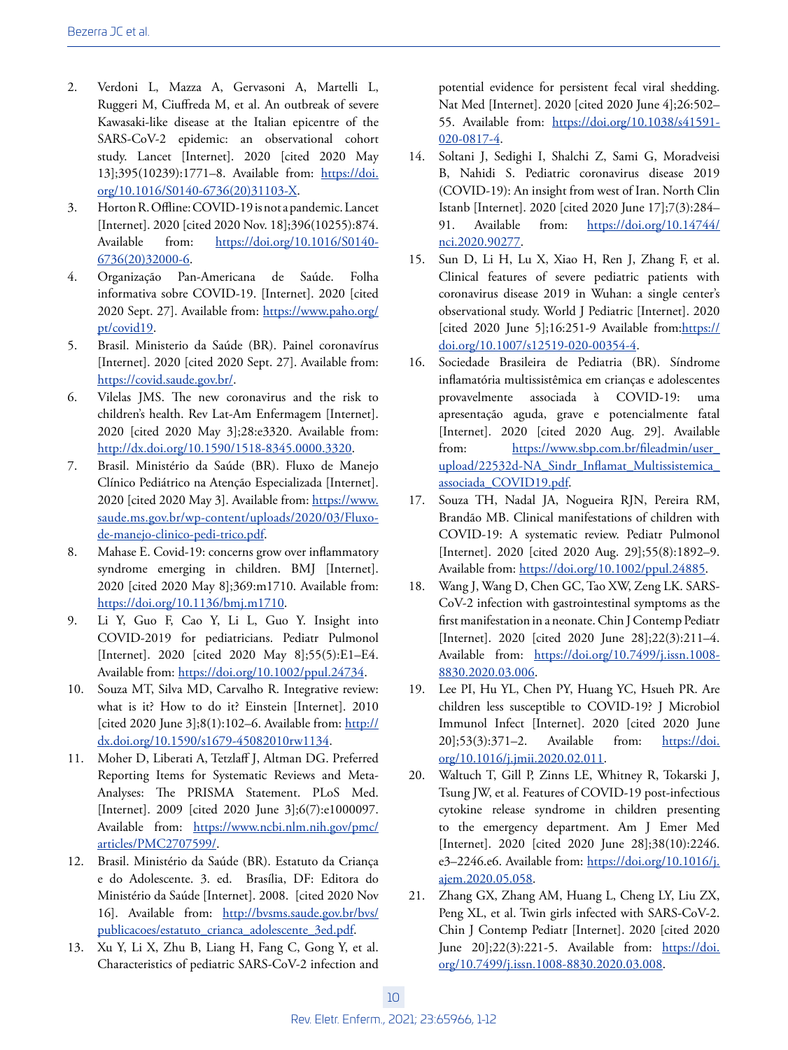2. Verdoni L, Mazza A, Gervasoni A, Martelli L, Ruggeri M, Ciuffreda M, et al. An outbreak of severe Kawasaki-like disease at the Italian epicentre of the SARS-CoV-2 epidemic: an observational cohort study. Lancet [Internet]. 2020 [cited 2020 May 13];395(10239):1771–8. Available from: https://doi.org/10.1016/S0140-6736(20)31103-X.
3. Horton R. Offline: COVID-19 is not a pandemic. Lancet [Internet]. 2020 [cited 2020 Nov. 18];396(10255):874. Available from: https://doi.org/10.1016/S0140-6736(20)32000-6.
4. Organização Pan-Americana de Saúde. Folha informativa sobre COVID-19. [Internet]. 2020 [cited 2020 Sept. 27]. Available from: https://www.paho.org/pt/covid19.
5. Brasil. Ministerio da Saúde (BR). Painel coronavírus [Internet]. 2020 [cited 2020 Sept. 27]. Available from: https://covid.saude.gov.br/.
6. Vilelas JMS. The new coronavirus and the risk to children's health. Rev Lat-Am Enfermagem [Internet]. 2020 [cited 2020 May 3];28:e3320. Available from: http://dx.doi.org/10.1590/1518-8345.0000.3320.
7. Brasil. Ministério da Saúde (BR). Fluxo de Manejo Clínico Pediátrico na Atenção Especializada [Internet]. 2020 [cited 2020 May 3]. Available from: https://www.saude.ms.gov.br/wp-content/uploads/2020/03/Fluxo-de-manejo-clinico-pedi-trico.pdf.
8. Mahase E. Covid-19: concerns grow over inflammatory syndrome emerging in children. BMJ [Internet]. 2020 [cited 2020 May 8];369:m1710. Available from: https://doi.org/10.1136/bmj.m1710.
9. Li Y, Guo F, Cao Y, Li L, Guo Y. Insight into COVID-2019 for pediatricians. Pediatr Pulmonol [Internet]. 2020 [cited 2020 May 8];55(5):E1–E4. Available from: https://doi.org/10.1002/ppul.24734.
10. Souza MT, Silva MD, Carvalho R. Integrative review: what is it? How to do it? Einstein [Internet]. 2010 [cited 2020 June 3];8(1):102–6. Available from: http://dx.doi.org/10.1590/s1679-45082010rw1134.
11. Moher D, Liberati A, Tetzlaff J, Altman DG. Preferred Reporting Items for Systematic Reviews and Meta-Analyses: The PRISMA Statement. PLoS Med. [Internet]. 2009 [cited 2020 June 3];6(7):e1000097. Available from: https://www.ncbi.nlm.nih.gov/pmc/articles/PMC2707599/.
12. Brasil. Ministério da Saúde (BR). Estatuto da Criança e do Adolescente. 3. ed. Brasília, DF: Editora do Ministério da Saúde [Internet]. 2008. [cited 2020 Nov 16]. Available from: http://bvsms.saude.gov.br/bvs/publicacoes/estatuto_crianca_adolescente_3ed.pdf.
13. Xu Y, Li X, Zhu B, Liang H, Fang C, Gong Y, et al. Characteristics of pediatric SARS-CoV-2 infection and potential evidence for persistent fecal viral shedding. Nat Med [Internet]. 2020 [cited 2020 June 4];26:502–55. Available from: https://doi.org/10.1038/s41591-020-0817-4.
14. Soltani J, Sedighi I, Shalchi Z, Sami G, Moradveisi B, Nahidi S. Pediatric coronavirus disease 2019 (COVID-19): An insight from west of Iran. North Clin Istanb [Internet]. 2020 [cited 2020 June 17];7(3):284–91. Available from: https://doi.org/10.14744/nci.2020.90277.
15. Sun D, Li H, Lu X, Xiao H, Ren J, Zhang F, et al. Clinical features of severe pediatric patients with coronavirus disease 2019 in Wuhan: a single center's observational study. World J Pediatric [Internet]. 2020 [cited 2020 June 5];16:251-9 Available from:https://doi.org/10.1007/s12519-020-00354-4.
16. Sociedade Brasileira de Pediatria (BR). Síndrome inflamatória multissistêmica em crianças e adolescentes provavelmente associada à COVID-19: uma apresentação aguda, grave e potencialmente fatal [Internet]. 2020 [cited 2020 Aug. 29]. Available from: https://www.sbp.com.br/fileadmin/user_upload/22532d-NA_Sindr_Inflamat_Multissistemica_associada_COVID19.pdf.
17. Souza TH, Nadal JA, Nogueira RJN, Pereira RM, Brandão MB. Clinical manifestations of children with COVID-19: A systematic review. Pediatr Pulmonol [Internet]. 2020 [cited 2020 Aug. 29];55(8):1892–9. Available from: https://doi.org/10.1002/ppul.24885.
18. Wang J, Wang D, Chen GC, Tao XW, Zeng LK. SARS-CoV-2 infection with gastrointestinal symptoms as the first manifestation in a neonate. Chin J Contemp Pediatr [Internet]. 2020 [cited 2020 June 28];22(3):211–4. Available from: https://doi.org/10.7499/j.issn.1008-8830.2020.03.006.
19. Lee PI, Hu YL, Chen PY, Huang YC, Hsueh PR. Are children less susceptible to COVID-19? J Microbiol Immunol Infect [Internet]. 2020 [cited 2020 June 20];53(3):371–2. Available from: https://doi.org/10.1016/j.jmii.2020.02.011.
20. Waltuch T, Gill P, Zinns LE, Whitney R, Tokarski J, Tsung JW, et al. Features of COVID-19 post-infectious cytokine release syndrome in children presenting to the emergency department. Am J Emer Med [Internet]. 2020 [cited 2020 June 28];38(10):2246.e3–2246.e6. Available from: https://doi.org/10.1016/j.ajem.2020.05.058.
21. Zhang GX, Zhang AM, Huang L, Cheng LY, Liu ZX, Peng XL, et al. Twin girls infected with SARS-CoV-2. Chin J Contemp Pediatr [Internet]. 2020 [cited 2020 June 20];22(3):221-5. Available from: https://doi.org/10.7499/j.issn.1008-8830.2020.03.008.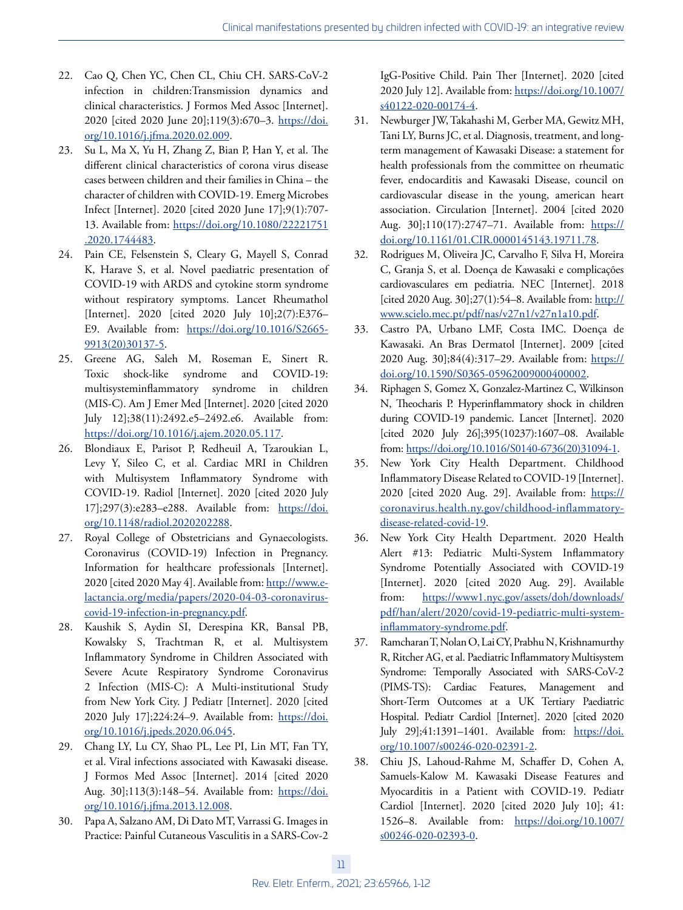22. Cao Q, Chen YC, Chen CL, Chiu CH. SARS-CoV-2 infection in children:Transmission dynamics and clinical characteristics. J Formos Med Assoc [Internet]. 2020 [cited 2020 June 20];119(3):670–3. https://doi.org/10.1016/j.jfma.2020.02.009.
23. Su L, Ma X, Yu H, Zhang Z, Bian P, Han Y, et al. The different clinical characteristics of corona virus disease cases between children and their families in China – the character of children with COVID-19. Emerg Microbes Infect [Internet]. 2020 [cited 2020 June 17];9(1):707-13. Available from: https://doi.org/10.1080/22221751.2020.1744483.
24. Pain CE, Felsenstein S, Cleary G, Mayell S, Conrad K, Harave S, et al. Novel paediatric presentation of COVID-19 with ARDS and cytokine storm syndrome without respiratory symptoms. Lancet Rheumathol [Internet]. 2020 [cited 2020 July 10];2(7):E376–E9. Available from: https://doi.org/10.1016/S2665-9913(20)30137-5.
25. Greene AG, Saleh M, Roseman E, Sinert R. Toxic shock-like syndrome and COVID-19: multisysteminflammatory syndrome in children (MIS-C). Am J Emer Med [Internet]. 2020 [cited 2020 July 12];38(11):2492.e5–2492.e6. Available from: https://doi.org/10.1016/j.ajem.2020.05.117.
26. Blondiaux E, Parisot P, Redheuil A, Tzaroukian L, Levy Y, Sileo C, et al. Cardiac MRI in Children with Multisystem Inflammatory Syndrome with COVID-19. Radiol [Internet]. 2020 [cited 2020 July 17];297(3):e283–e288. Available from: https://doi.org/10.1148/radiol.2020202288.
27. Royal College of Obstetricians and Gynaecologists. Coronavirus (COVID-19) Infection in Pregnancy. Information for healthcare professionals [Internet]. 2020 [cited 2020 May 4]. Available from: http://www.e-lactancia.org/media/papers/2020-04-03-coronavirus-covid-19-infection-in-pregnancy.pdf.
28. Kaushik S, Aydin SI, Derespina KR, Bansal PB, Kowalsky S, Trachtman R, et al. Multisystem Inflammatory Syndrome in Children Associated with Severe Acute Respiratory Syndrome Coronavirus 2 Infection (MIS-C): A Multi-institutional Study from New York City. J Pediatr [Internet]. 2020 [cited 2020 July 17];224:24–9. Available from: https://doi.org/10.1016/j.jpeds.2020.06.045.
29. Chang LY, Lu CY, Shao PL, Lee PI, Lin MT, Fan TY, et al. Viral infections associated with Kawasaki disease. J Formos Med Assoc [Internet]. 2014 [cited 2020 Aug. 30];113(3):148–54. Available from: https://doi.org/10.1016/j.jfma.2013.12.008.
30. Papa A, Salzano AM, Di Dato MT, Varrassi G. Images in Practice: Painful Cutaneous Vasculitis in a SARS-Cov-2 IgG-Positive Child. Pain Ther [Internet]. 2020 [cited 2020 July 12]. Available from: https://doi.org/10.1007/s40122-020-00174-4.
31. Newburger JW, Takahashi M, Gerber MA, Gewitz MH, Tani LY, Burns JC, et al. Diagnosis, treatment, and long-term management of Kawasaki Disease: a statement for health professionals from the committee on rheumatic fever, endocarditis and Kawasaki Disease, council on cardiovascular disease in the young, american heart association. Circulation [Internet]. 2004 [cited 2020 Aug. 30];110(17):2747–71. Available from: https://doi.org/10.1161/01.CIR.0000145143.19711.78.
32. Rodrigues M, Oliveira JC, Carvalho F, Silva H, Moreira C, Granja S, et al. Doença de Kawasaki e complicações cardiovasculares em pediatria. NEC [Internet]. 2018 [cited 2020 Aug. 30];27(1):54–8. Available from: http://www.scielo.mec.pt/pdf/nas/v27n1/v27n1a10.pdf.
33. Castro PA, Urbano LMF, Costa IMC. Doença de Kawasaki. An Bras Dermatol [Internet]. 2009 [cited 2020 Aug. 30];84(4):317–29. Available from: https://doi.org/10.1590/S0365-05962009000400002.
34. Riphagen S, Gomez X, Gonzalez-Martinez C, Wilkinson N, Theocharis P. Hyperinflammatory shock in children during COVID-19 pandemic. Lancet [Internet]. 2020 [cited 2020 July 26];395(10237):1607–08. Available from: https://doi.org/10.1016/S0140-6736(20)31094-1.
35. New York City Health Department. Childhood Inflammatory Disease Related to COVID-19 [Internet]. 2020 [cited 2020 Aug. 29]. Available from: https://coronavirus.health.ny.gov/childhood-inflammatory-disease-related-covid-19.
36. New York City Health Department. 2020 Health Alert #13: Pediatric Multi-System Inflammatory Syndrome Potentially Associated with COVID-19 [Internet]. 2020 [cited 2020 Aug. 29]. Available from: https://www1.nyc.gov/assets/doh/downloads/pdf/han/alert/2020/covid-19-pediatric-multi-system-inflammatory-syndrome.pdf.
37. Ramcharan T, Nolan O, Lai CY, Prabhu N, Krishnamurthy R, Ritcher AG, et al. Paediatric Inflammatory Multisystem Syndrome: Temporally Associated with SARS-CoV-2 (PIMS-TS): Cardiac Features, Management and Short-Term Outcomes at a UK Tertiary Paediatric Hospital. Pediatr Cardiol [Internet]. 2020 [cited 2020 July 29];41:1391–1401. Available from: https://doi.org/10.1007/s00246-020-02391-2.
38. Chiu JS, Lahoud-Rahme M, Schaffer D, Cohen A, Samuels-Kalow M. Kawasaki Disease Features and Myocarditis in a Patient with COVID-19. Pediatr Cardiol [Internet]. 2020 [cited 2020 July 10]; 41: 1526–8. Available from: https://doi.org/10.1007/s00246-020-02393-0.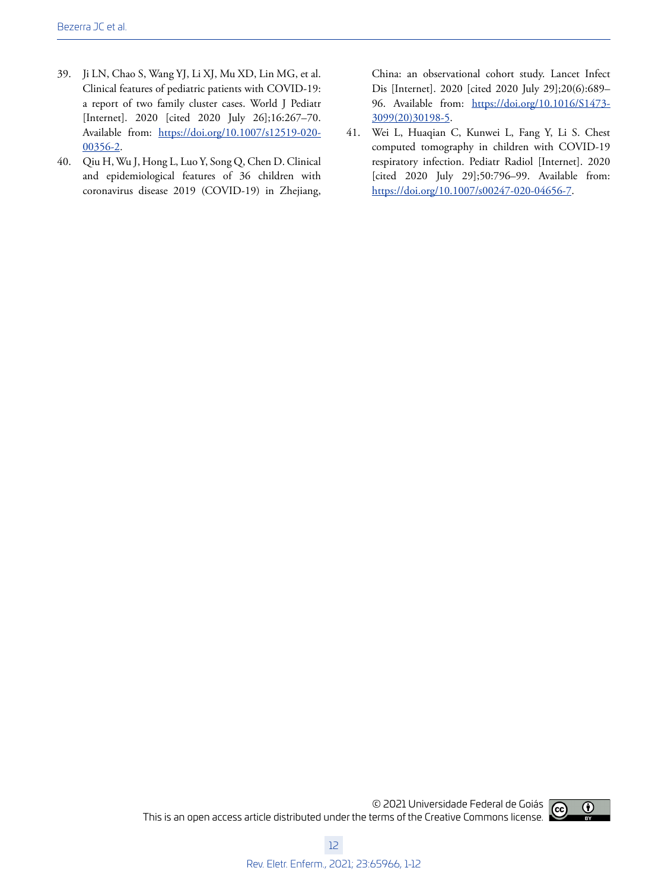39. Ji LN, Chao S, Wang YJ, Li XJ, Mu XD, Lin MG, et al. Clinical features of pediatric patients with COVID-19: a report of two family cluster cases. World J Pediatr [Internet]. 2020 [cited 2020 July 26];16:267–70. Available from: https://doi.org/10.1007/s12519-020-00356-2.
40. Qiu H, Wu J, Hong L, Luo Y, Song Q, Chen D. Clinical and epidemiological features of 36 children with coronavirus disease 2019 (COVID-19) in Zhejiang, China: an observational cohort study. Lancet Infect Dis [Internet]. 2020 [cited 2020 July 29];20(6):689–96. Available from: https://doi.org/10.1016/S1473-3099(20)30198-5.
41. Wei L, Huaqian C, Kunwei L, Fang Y, Li S. Chest computed tomography in children with COVID-19 respiratory infection. Pediatr Radiol [Internet]. 2020 [cited 2020 July 29];50:796–99. Available from: https://doi.org/10.1007/s00247-020-04656-7.

© 2021 Universidade Federal de Goiás
This is an open access article distributed under the terms of the Creative Commons license.